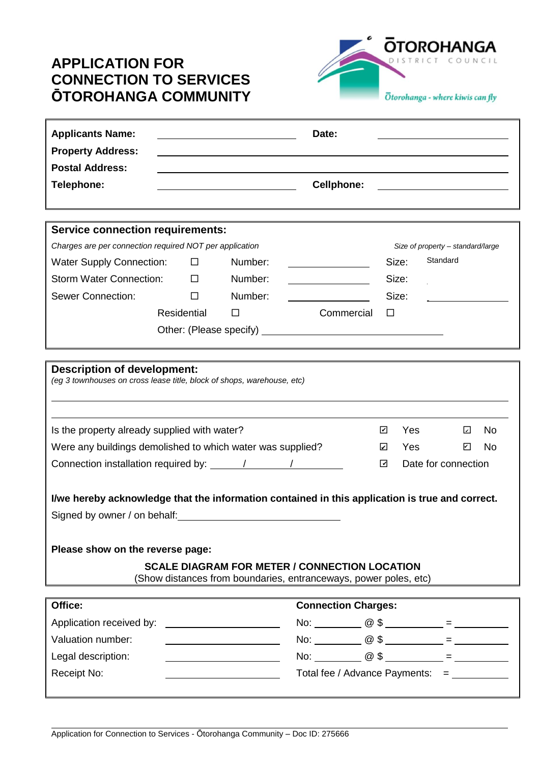# APPLICATION FOR CONNECTION TO SERVICES ŌTOROHANGA COMMUNITY

ŌTOROHANGA DISTRICT COUNCIL

*Ōtorohanga - where kiwis can fly*

| | | | |
|---|---|---|---|
| **Applicants Name:** | ____________________ | **Date:** | ____________________ |
| **Property Address:** | ________________________________________ | | |
| **Postal Address:** | ________________________________________ | | |
| **Telephone:** | ____________________ | **Cellphone:** | ____________________ |

## Service connection requirements:

*Charges are per connection required NOT per application* | *Size of property – standard/large*

| | | | | | |
|---|---|---|---|---|---|
| Water Supply Connection: | ☐ | Number: | __________ | Size: | Standard |
| Storm Water Connection: | ☐ | Number: | __________ | Size: | |
| Sewer Connection: | ☐ | Number: | __________ | Size: | __________ |

Residential ☐ Commercial ☐

Other: (Please specify) ______________________________

## Description of development:

*(eg 3 townhouses on cross lease title, block of shops, warehouse, etc)*

______________________________________________________________

______________________________________________________________

| | | | | |
|---|---|---|---|---|
| Is the property already supplied with water? | ☑ | Yes | ☑ | No |
| Were any buildings demolished to which water was supplied? | ☑ | Yes | ☑ | No |
| Connection installation required by: ______/________/_________ | ☑ | Date for connection | | |

**I/we hereby acknowledge that the information contained in this application is true and correct.**

Signed by owner / on behalf: ______________________________

**Please show on the reverse page:**

**SCALE DIAGRAM FOR METER / CONNECTION LOCATION**

(Show distances from boundaries, entranceways, power poles, etc)

| **Office:** | | **Connection Charges:** |
|---|---|---|
| Application received by: | ____________________ | No: ________ @ $ __________ = __________ |
| Valuation number: | ____________________ | No: ________ @ $ __________ = __________ |
| Legal description: | ____________________ | No: ________ @ $ __________ = __________ |
| Receipt No: | ____________________ | Total fee / Advance Payments: = __________ |

Application for Connection to Services - Ōtorohanga Community – Doc ID: 275666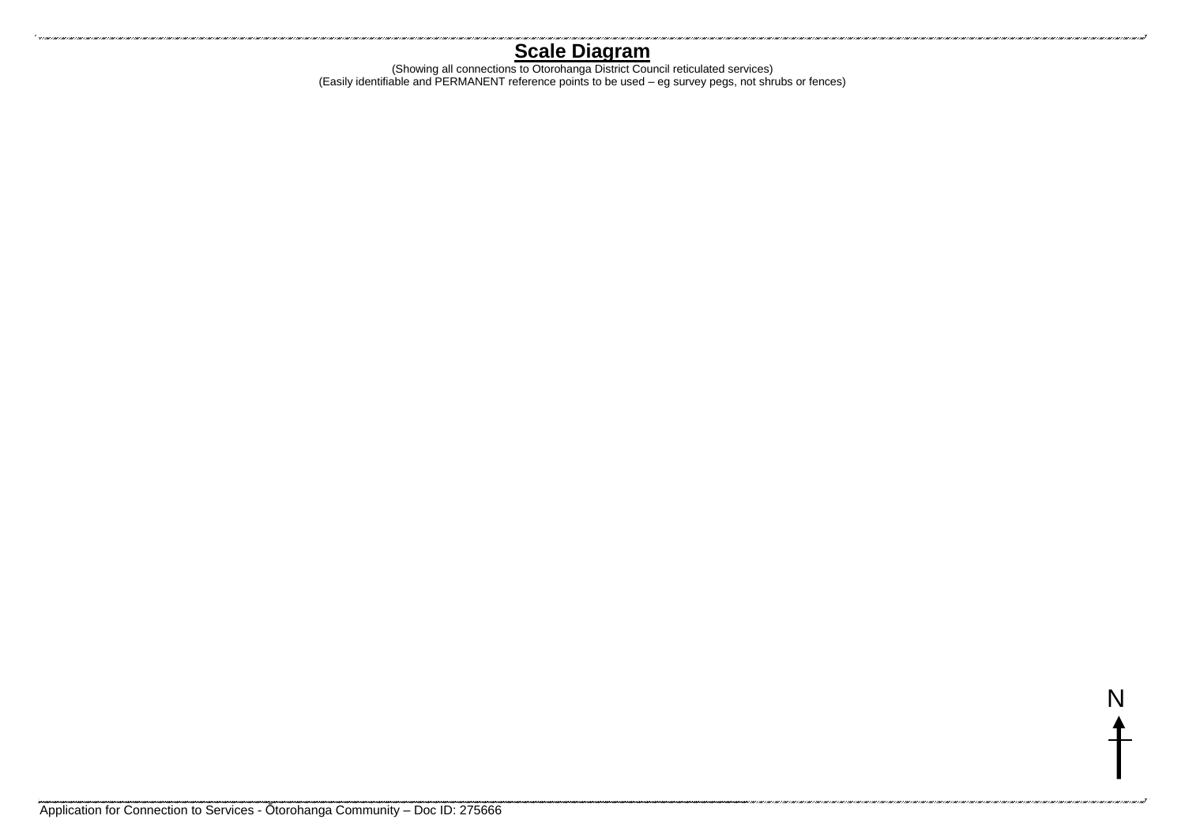## Scale Diagram

(Showing all connections to Otorohanga District Council reticulated services)
(Easily identifiable and PERMANENT reference points to be used – eg survey pegs, not shrubs or fences)

N

Application for Connection to Services - Ōtorohanga Community – Doc ID: 275666